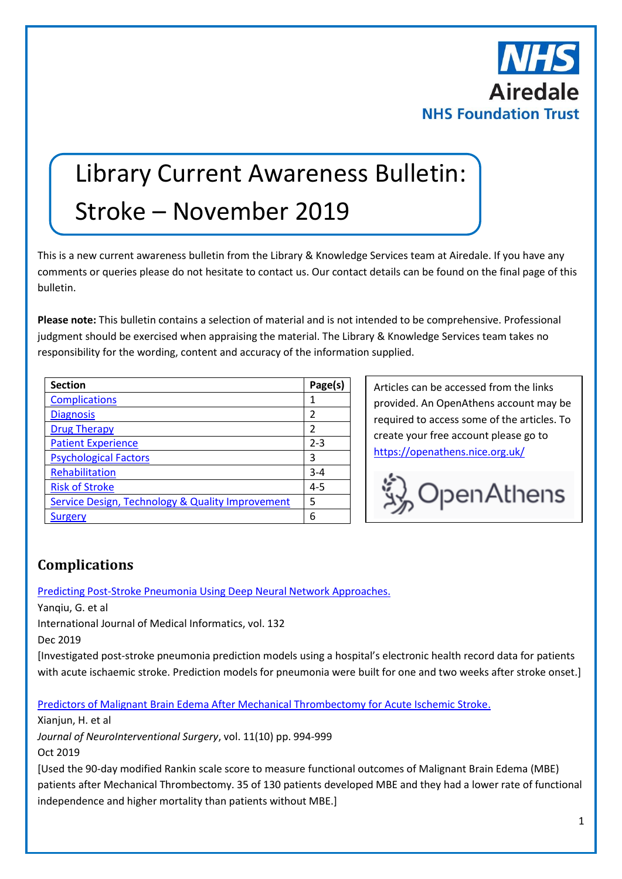NHS
Airedale
NHS Foundation Trust

# Library Current Awareness Bulletin: Stroke – November 2019

This is a new current awareness bulletin from the Library & Knowledge Services team at Airedale. If you have any comments or queries please do not hesitate to contact us. Our contact details can be found on the final page of this bulletin.

**Please note:** This bulletin contains a selection of material and is not intended to be comprehensive. Professional judgment should be exercised when appraising the material. The Library & Knowledge Services team takes no responsibility for the wording, content and accuracy of the information supplied.

| Section | Page(s) |
|---|---|
| [Complications](#complications) | 1 |
| [Diagnosis]() | 2 |
| [Drug Therapy]() | 2 |
| [Patient Experience]() | 2-3 |
| [Psychological Factors]() | 3 |
| [Rehabilitation]() | 3-4 |
| [Risk of Stroke]() | 4-5 |
| [Service Design, Technology & Quality Improvement]() | 5 |
| [Surgery]() | 6 |

Articles can be accessed from the links provided. An OpenAthens account may be required to access some of the articles. To create your free account please go to [https://openathens.nice.org.uk/](https://openathens.nice.org.uk/)

OpenAthens

## Complications

[Predicting Post-Stroke Pneumonia Using Deep Neural Network Approaches.]()
Yanqiu, G. et al
International Journal of Medical Informatics, vol. 132
Dec 2019
[Investigated post-stroke pneumonia prediction models using a hospital's electronic health record data for patients with acute ischaemic stroke. Prediction models for pneumonia were built for one and two weeks after stroke onset.]

[Predictors of Malignant Brain Edema After Mechanical Thrombectomy for Acute Ischemic Stroke.]()
Xianjun, H. et al
*Journal of NeuroInterventional Surgery*, vol. 11(10) pp. 994-999
Oct 2019
[Used the 90-day modified Rankin scale score to measure functional outcomes of Malignant Brain Edema (MBE) patients after Mechanical Thrombectomy. 35 of 130 patients developed MBE and they had a lower rate of functional independence and higher mortality than patients without MBE.]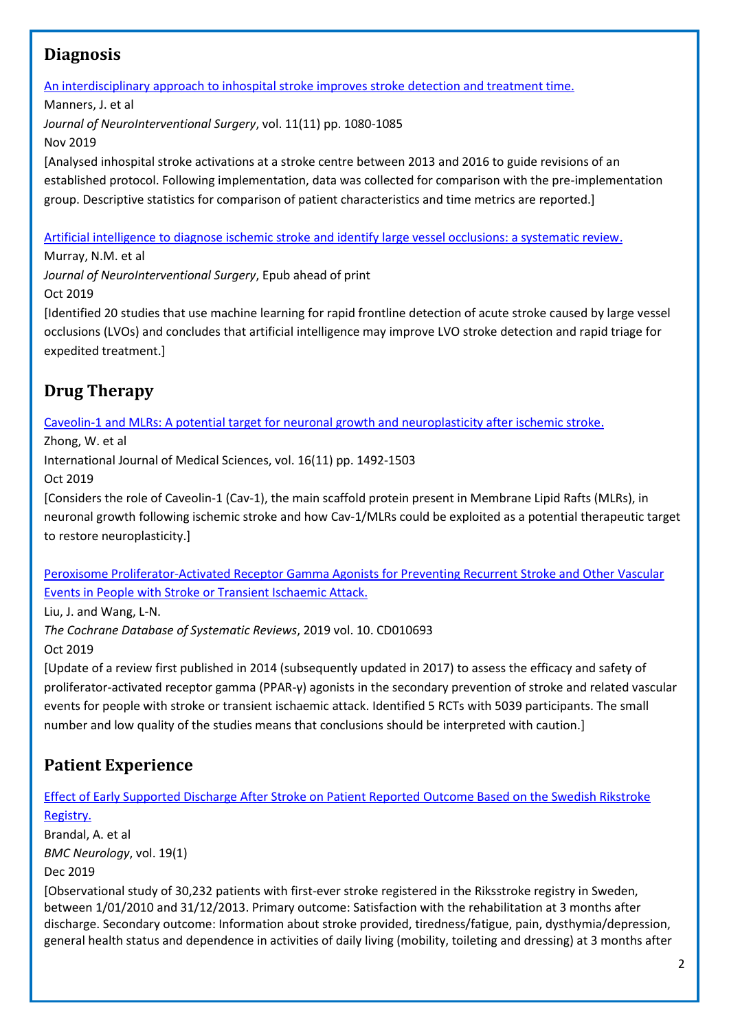## Diagnosis

An interdisciplinary approach to inhospital stroke improves stroke detection and treatment time.

Manners, J. et al

*Journal of NeuroInterventional Surgery*, vol. 11(11) pp. 1080-1085

Nov 2019

[Analysed inhospital stroke activations at a stroke centre between 2013 and 2016 to guide revisions of an established protocol. Following implementation, data was collected for comparison with the pre-implementation group. Descriptive statistics for comparison of patient characteristics and time metrics are reported.]

Artificial intelligence to diagnose ischemic stroke and identify large vessel occlusions: a systematic review.

Murray, N.M. et al

*Journal of NeuroInterventional Surgery*, Epub ahead of print

Oct 2019

[Identified 20 studies that use machine learning for rapid frontline detection of acute stroke caused by large vessel occlusions (LVOs) and concludes that artificial intelligence may improve LVO stroke detection and rapid triage for expedited treatment.]

## Drug Therapy

Caveolin-1 and MLRs: A potential target for neuronal growth and neuroplasticity after ischemic stroke.

Zhong, W. et al

International Journal of Medical Sciences, vol. 16(11) pp. 1492-1503

Oct 2019

[Considers the role of Caveolin-1 (Cav-1), the main scaffold protein present in Membrane Lipid Rafts (MLRs), in neuronal growth following ischemic stroke and how Cav-1/MLRs could be exploited as a potential therapeutic target to restore neuroplasticity.]

Peroxisome Proliferator-Activated Receptor Gamma Agonists for Preventing Recurrent Stroke and Other Vascular Events in People with Stroke or Transient Ischaemic Attack.

Liu, J. and Wang, L-N.

*The Cochrane Database of Systematic Reviews*, 2019 vol. 10. CD010693

Oct 2019

[Update of a review first published in 2014 (subsequently updated in 2017) to assess the efficacy and safety of proliferator-activated receptor gamma (PPAR-γ) agonists in the secondary prevention of stroke and related vascular events for people with stroke or transient ischaemic attack. Identified 5 RCTs with 5039 participants. The small number and low quality of the studies means that conclusions should be interpreted with caution.]

## Patient Experience

Effect of Early Supported Discharge After Stroke on Patient Reported Outcome Based on the Swedish Rikstroke Registry.

Brandal, A. et al

*BMC Neurology*, vol. 19(1)

Dec 2019

[Observational study of 30,232 patients with first-ever stroke registered in the Riksstroke registry in Sweden, between 1/01/2010 and 31/12/2013. Primary outcome: Satisfaction with the rehabilitation at 3 months after discharge. Secondary outcome: Information about stroke provided, tiredness/fatigue, pain, dysthymia/depression, general health status and dependence in activities of daily living (mobility, toileting and dressing) at 3 months after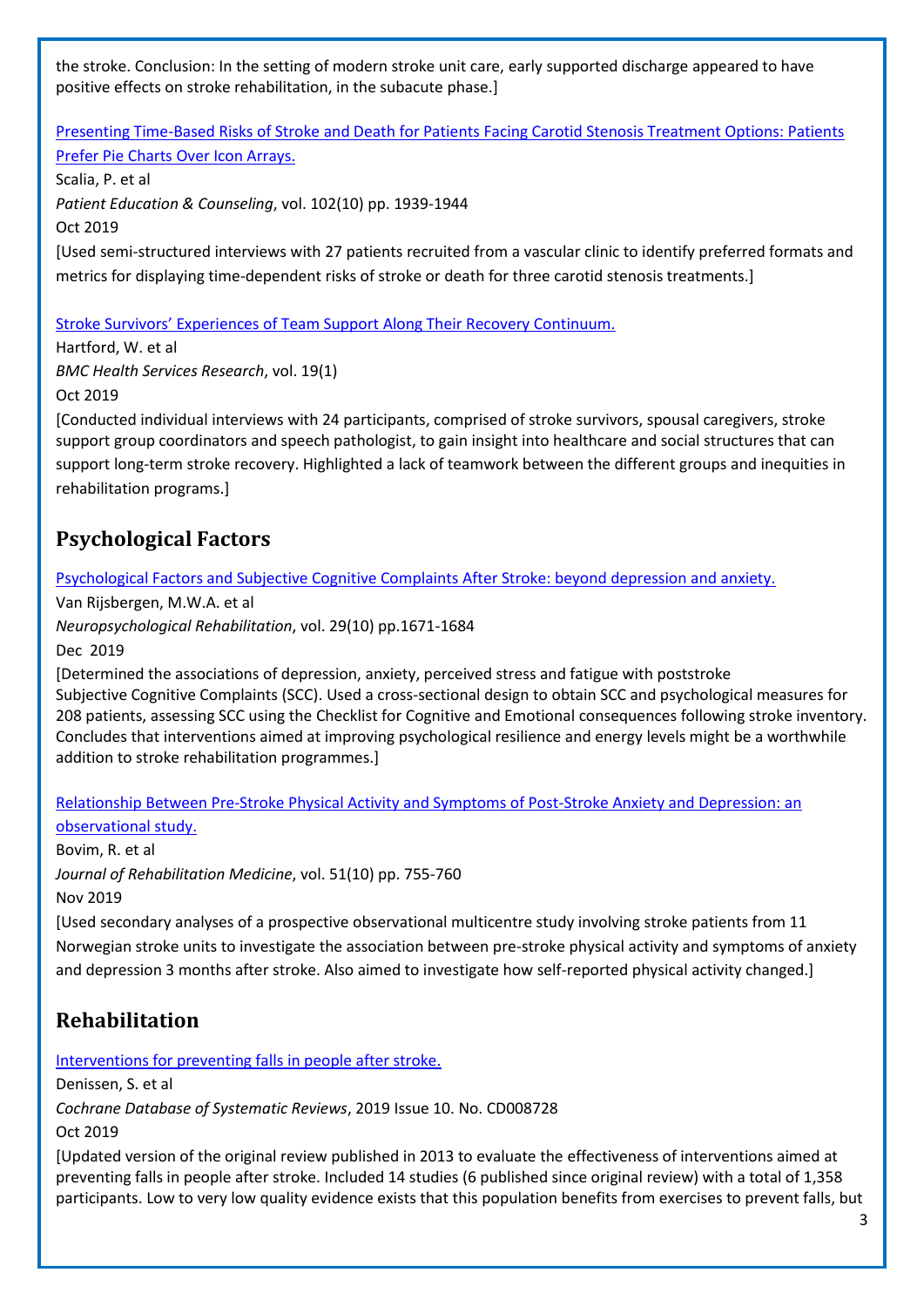the stroke. Conclusion: In the setting of modern stroke unit care, early supported discharge appeared to have positive effects on stroke rehabilitation, in the subacute phase.]

[Presenting Time-Based Risks of Stroke and Death for Patients Facing Carotid Stenosis Treatment Options: Patients Prefer Pie Charts Over Icon Arrays.]()

Scalia, P. et al

*Patient Education & Counseling*, vol. 102(10) pp. 1939-1944

Oct 2019

[Used semi-structured interviews with 27 patients recruited from a vascular clinic to identify preferred formats and metrics for displaying time-dependent risks of stroke or death for three carotid stenosis treatments.]

[Stroke Survivors' Experiences of Team Support Along Their Recovery Continuum.]()

Hartford, W. et al

*BMC Health Services Research*, vol. 19(1)

Oct 2019

[Conducted individual interviews with 24 participants, comprised of stroke survivors, spousal caregivers, stroke support group coordinators and speech pathologist, to gain insight into healthcare and social structures that can support long-term stroke recovery. Highlighted a lack of teamwork between the different groups and inequities in rehabilitation programs.]

## Psychological Factors

[Psychological Factors and Subjective Cognitive Complaints After Stroke: beyond depression and anxiety.]()

Van Rijsbergen, M.W.A. et al

*Neuropsychological Rehabilitation*, vol. 29(10) pp.1671-1684

Dec 2019

[Determined the associations of depression, anxiety, perceived stress and fatigue with poststroke Subjective Cognitive Complaints (SCC). Used a cross-sectional design to obtain SCC and psychological measures for 208 patients, assessing SCC using the Checklist for Cognitive and Emotional consequences following stroke inventory. Concludes that interventions aimed at improving psychological resilience and energy levels might be a worthwhile addition to stroke rehabilitation programmes.]

[Relationship Between Pre-Stroke Physical Activity and Symptoms of Post-Stroke Anxiety and Depression: an observational study.]()

Bovim, R. et al

*Journal of Rehabilitation Medicine*, vol. 51(10) pp. 755-760

Nov 2019

[Used secondary analyses of a prospective observational multicentre study involving stroke patients from 11 Norwegian stroke units to investigate the association between pre-stroke physical activity and symptoms of anxiety and depression 3 months after stroke. Also aimed to investigate how self-reported physical activity changed.]

## Rehabilitation

[Interventions for preventing falls in people after stroke.]()

Denissen, S. et al

*Cochrane Database of Systematic Reviews*, 2019 Issue 10. No. CD008728

Oct 2019

[Updated version of the original review published in 2013 to evaluate the effectiveness of interventions aimed at preventing falls in people after stroke. Included 14 studies (6 published since original review) with a total of 1,358 participants. Low to very low quality evidence exists that this population benefits from exercises to prevent falls, but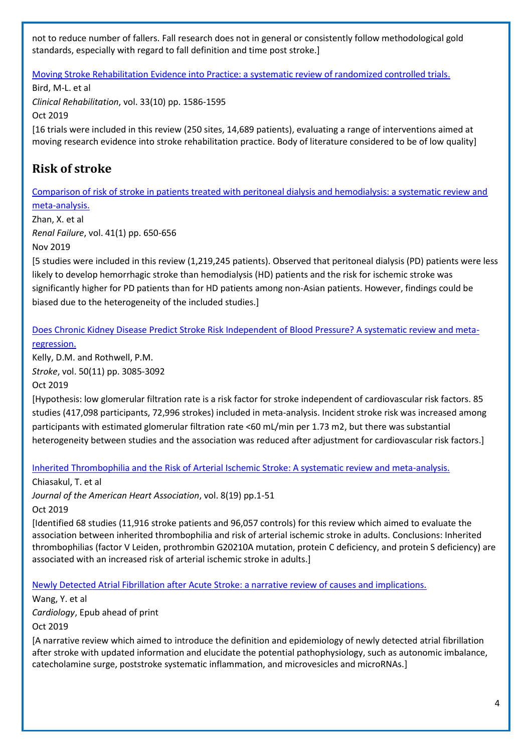not to reduce number of fallers. Fall research does not in general or consistently follow methodological gold standards, especially with regard to fall definition and time post stroke.]

[Moving Stroke Rehabilitation Evidence into Practice: a systematic review of randomized controlled trials.]

Bird, M-L. et al

*Clinical Rehabilitation*, vol. 33(10) pp. 1586-1595

Oct 2019

[16 trials were included in this review (250 sites, 14,689 patients), evaluating a range of interventions aimed at moving research evidence into stroke rehabilitation practice. Body of literature considered to be of low quality]

## Risk of stroke

[Comparison of risk of stroke in patients treated with peritoneal dialysis and hemodialysis: a systematic review and meta-analysis.]

Zhan, X. et al

*Renal Failure*, vol. 41(1) pp. 650-656

Nov 2019

[5 studies were included in this review (1,219,245 patients). Observed that peritoneal dialysis (PD) patients were less likely to develop hemorrhagic stroke than hemodialysis (HD) patients and the risk for ischemic stroke was significantly higher for PD patients than for HD patients among non-Asian patients. However, findings could be biased due to the heterogeneity of the included studies.]

[Does Chronic Kidney Disease Predict Stroke Risk Independent of Blood Pressure? A systematic review and meta-regression.]

Kelly, D.M. and Rothwell, P.M.

*Stroke*, vol. 50(11) pp. 3085-3092

Oct 2019

[Hypothesis: low glomerular filtration rate is a risk factor for stroke independent of cardiovascular risk factors. 85 studies (417,098 participants, 72,996 strokes) included in meta-analysis. Incident stroke risk was increased among participants with estimated glomerular filtration rate <60 mL/min per 1.73 m2, but there was substantial heterogeneity between studies and the association was reduced after adjustment for cardiovascular risk factors.]

[Inherited Thrombophilia and the Risk of Arterial Ischemic Stroke: A systematic review and meta-analysis.]

Chiasakul, T. et al

*Journal of the American Heart Association*, vol. 8(19) pp.1-51

Oct 2019

[Identified 68 studies (11,916 stroke patients and 96,057 controls) for this review which aimed to evaluate the association between inherited thrombophilia and risk of arterial ischemic stroke in adults. Conclusions: Inherited thrombophilias (factor V Leiden, prothrombin G20210A mutation, protein C deficiency, and protein S deficiency) are associated with an increased risk of arterial ischemic stroke in adults.]

[Newly Detected Atrial Fibrillation after Acute Stroke: a narrative review of causes and implications.]

Wang, Y. et al

*Cardiology*, Epub ahead of print

Oct 2019

[A narrative review which aimed to introduce the definition and epidemiology of newly detected atrial fibrillation after stroke with updated information and elucidate the potential pathophysiology, such as autonomic imbalance, catecholamine surge, poststroke systematic inflammation, and microvesicles and microRNAs.]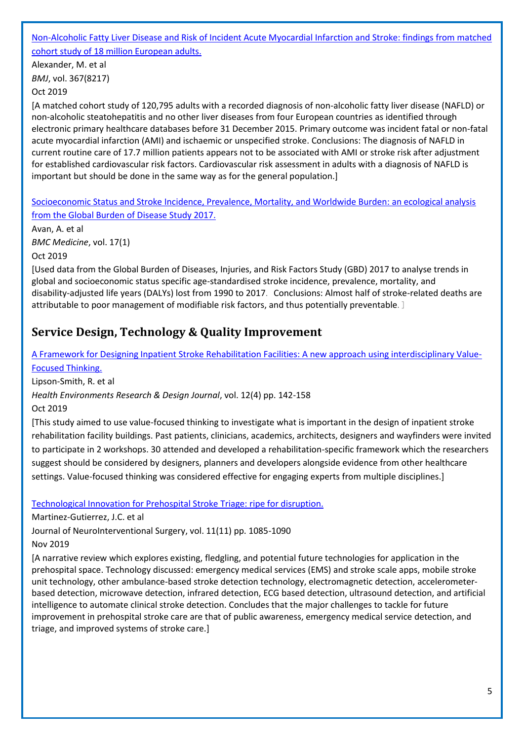[Non-Alcoholic Fatty Liver Disease and Risk of Incident Acute Myocardial Infarction and Stroke: findings from matched cohort study of 18 million European adults.]

Alexander, M. et al

*BMJ*, vol. 367(8217)

Oct 2019

[A matched cohort study of 120,795 adults with a recorded diagnosis of non-alcoholic fatty liver disease (NAFLD) or non-alcoholic steatohepatitis and no other liver diseases from four European countries as identified through electronic primary healthcare databases before 31 December 2015. Primary outcome was incident fatal or non-fatal acute myocardial infarction (AMI) and ischaemic or unspecified stroke. Conclusions: The diagnosis of NAFLD in current routine care of 17.7 million patients appears not to be associated with AMI or stroke risk after adjustment for established cardiovascular risk factors. Cardiovascular risk assessment in adults with a diagnosis of NAFLD is important but should be done in the same way as for the general population.]

[Socioeconomic Status and Stroke Incidence, Prevalence, Mortality, and Worldwide Burden: an ecological analysis from the Global Burden of Disease Study 2017.]

Avan, A. et al

*BMC Medicine*, vol. 17(1)

Oct 2019

[Used data from the Global Burden of Diseases, Injuries, and Risk Factors Study (GBD) 2017 to analyse trends in global and socioeconomic status specific age-standardised stroke incidence, prevalence, mortality, and disability-adjusted life years (DALYs) lost from 1990 to 2017. Conclusions: Almost half of stroke-related deaths are attributable to poor management of modifiable risk factors, and thus potentially preventable. ]

## Service Design, Technology & Quality Improvement

[A Framework for Designing Inpatient Stroke Rehabilitation Facilities: A new approach using interdisciplinary Value-Focused Thinking.]

Lipson-Smith, R. et al

*Health Environments Research & Design Journal*, vol. 12(4) pp. 142-158

Oct 2019

[This study aimed to use value-focused thinking to investigate what is important in the design of inpatient stroke rehabilitation facility buildings. Past patients, clinicians, academics, architects, designers and wayfinders were invited to participate in 2 workshops. 30 attended and developed a rehabilitation-specific framework which the researchers suggest should be considered by designers, planners and developers alongside evidence from other healthcare settings. Value-focused thinking was considered effective for engaging experts from multiple disciplines.]

[Technological Innovation for Prehospital Stroke Triage: ripe for disruption.]

Martinez-Gutierrez, J.C. et al

Journal of NeuroInterventional Surgery, vol. 11(11) pp. 1085-1090

Nov 2019

[A narrative review which explores existing, fledgling, and potential future technologies for application in the prehospital space. Technology discussed: emergency medical services (EMS) and stroke scale apps, mobile stroke unit technology, other ambulance-based stroke detection technology, electromagnetic detection, accelerometer-based detection, microwave detection, infrared detection, ECG based detection, ultrasound detection, and artificial intelligence to automate clinical stroke detection. Concludes that the major challenges to tackle for future improvement in prehospital stroke care are that of public awareness, emergency medical service detection, and triage, and improved systems of stroke care.]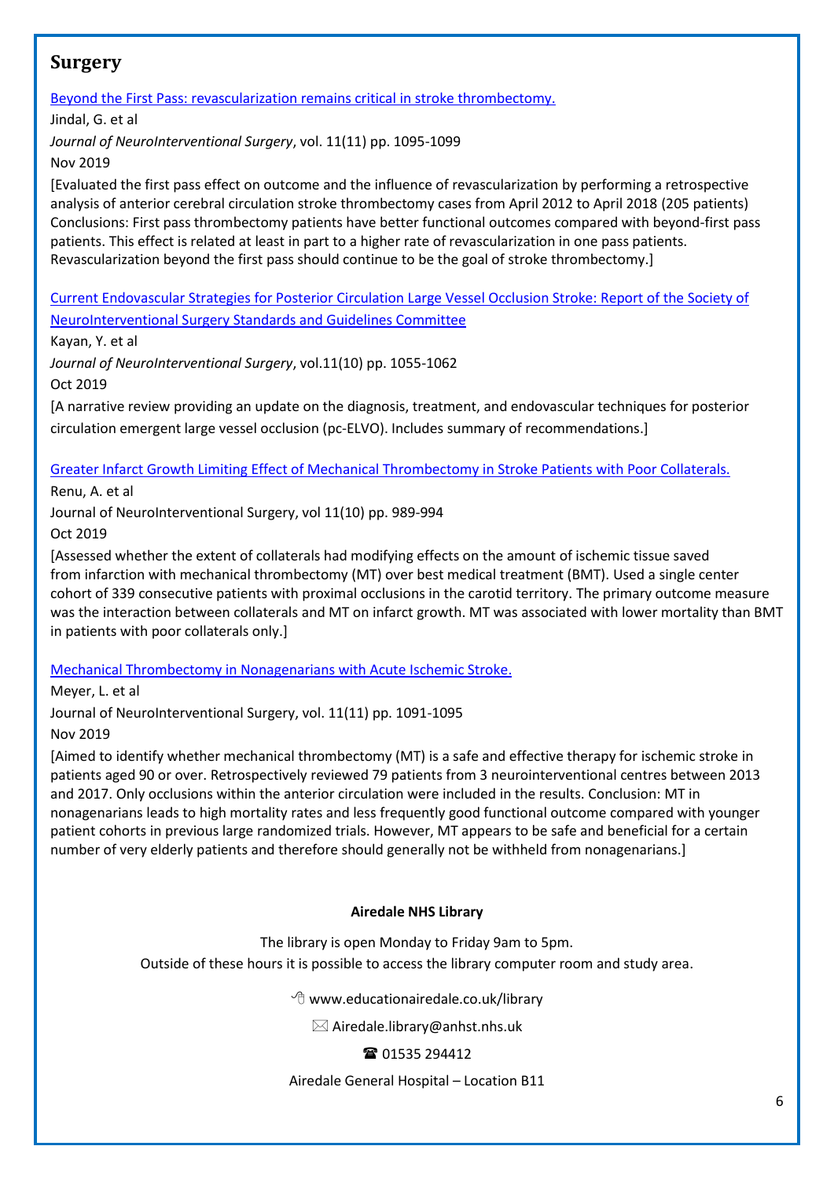# Surgery

[Beyond the First Pass: revascularization remains critical in stroke thrombectomy.]

Jindal, G. et al

*Journal of NeuroInterventional Surgery*, vol. 11(11) pp. 1095-1099

Nov 2019

[Evaluated the first pass effect on outcome and the influence of revascularization by performing a retrospective analysis of anterior cerebral circulation stroke thrombectomy cases from April 2012 to April 2018 (205 patients) Conclusions: First pass thrombectomy patients have better functional outcomes compared with beyond-first pass patients. This effect is related at least in part to a higher rate of revascularization in one pass patients. Revascularization beyond the first pass should continue to be the goal of stroke thrombectomy.]

[Current Endovascular Strategies for Posterior Circulation Large Vessel Occlusion Stroke: Report of the Society of NeuroInterventional Surgery Standards and Guidelines Committee]

Kayan, Y. et al

*Journal of NeuroInterventional Surgery*, vol.11(10) pp. 1055-1062

Oct 2019

[A narrative review providing an update on the diagnosis, treatment, and endovascular techniques for posterior circulation emergent large vessel occlusion (pc-ELVO). Includes summary of recommendations.]

[Greater Infarct Growth Limiting Effect of Mechanical Thrombectomy in Stroke Patients with Poor Collaterals.]

Renu, A. et al

Journal of NeuroInterventional Surgery, vol 11(10) pp. 989-994

Oct 2019

[Assessed whether the extent of collaterals had modifying effects on the amount of ischemic tissue saved from infarction with mechanical thrombectomy (MT) over best medical treatment (BMT). Used a single center cohort of 339 consecutive patients with proximal occlusions in the carotid territory. The primary outcome measure was the interaction between collaterals and MT on infarct growth. MT was associated with lower mortality than BMT in patients with poor collaterals only.]

[Mechanical Thrombectomy in Nonagenarians with Acute Ischemic Stroke.]

Meyer, L. et al

Journal of NeuroInterventional Surgery, vol. 11(11) pp. 1091-1095

Nov 2019

[Aimed to identify whether mechanical thrombectomy (MT) is a safe and effective therapy for ischemic stroke in patients aged 90 or over. Retrospectively reviewed 79 patients from 3 neurointerventional centres between 2013 and 2017. Only occlusions within the anterior circulation were included in the results. Conclusion: MT in nonagenarians leads to high mortality rates and less frequently good functional outcome compared with younger patient cohorts in previous large randomized trials. However, MT appears to be safe and beneficial for a certain number of very elderly patients and therefore should generally not be withheld from nonagenarians.]

**Airedale NHS Library**

The library is open Monday to Friday 9am to 5pm.
Outside of these hours it is possible to access the library computer room and study area.

www.educationairedale.co.uk/library

Airedale.library@anhst.nhs.uk

☎ 01535 294412

Airedale General Hospital – Location B11